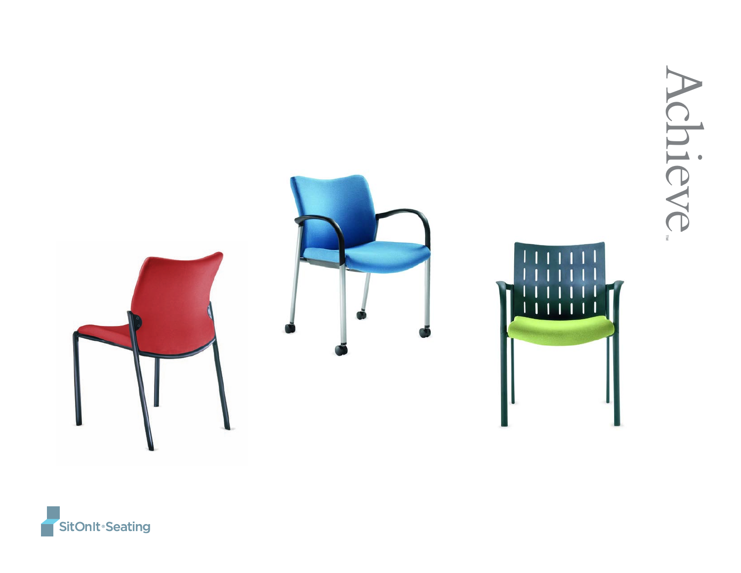# Achieve™

SitOnIt® Seating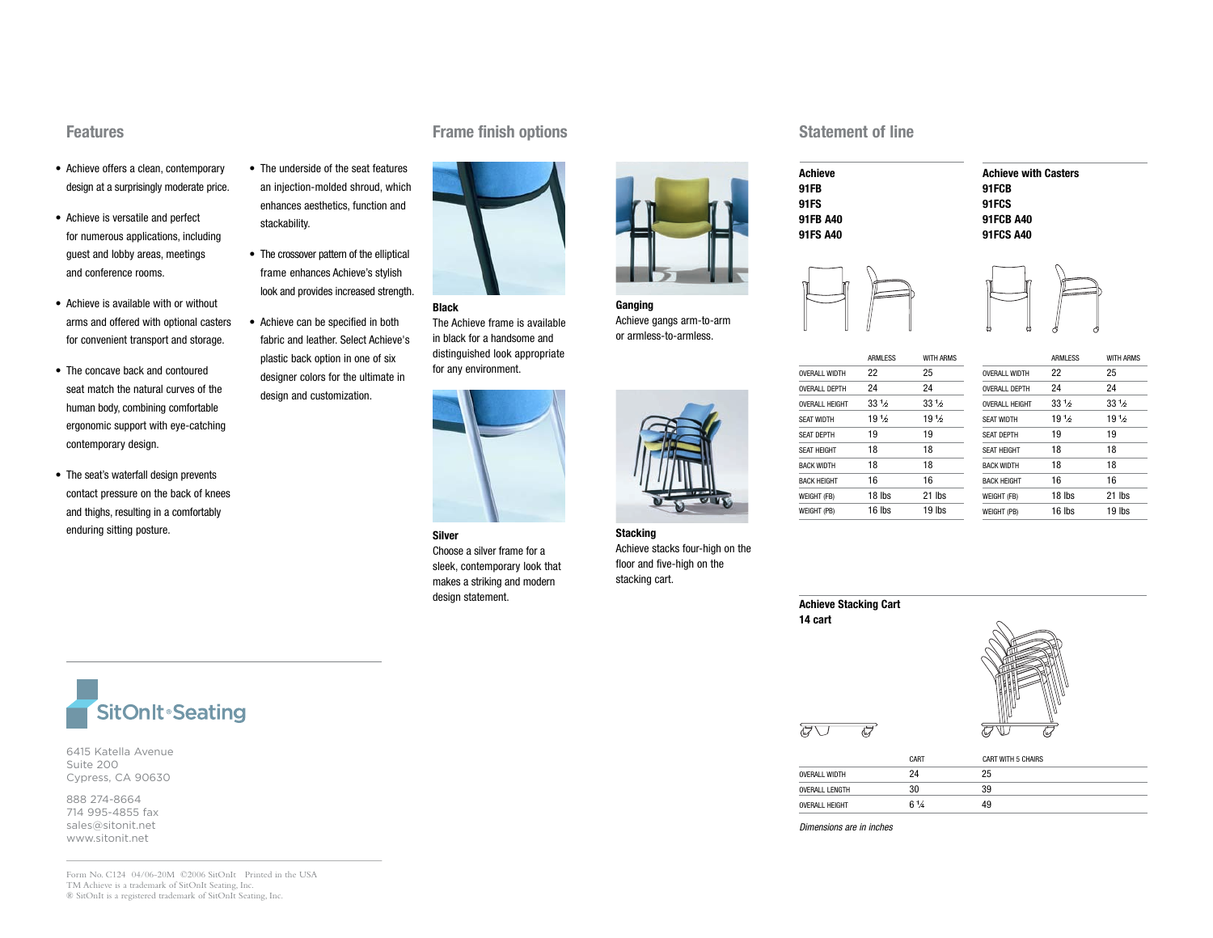## Features

- Achieve offers a clean, contemporary design at a surprisingly moderate price.
- Achieve is versatile and perfect for numerous applications, including guest and lobby areas, meetings and conference rooms.
- Achieve is available with or without arms and offered with optional casters for convenient transport and storage.
- The concave back and contoured seat match the natural curves of the human body, combining comfortable ergonomic support with eye-catching contemporary design.
- The seat's waterfall design prevents contact pressure on the back of knees and thighs, resulting in a comfortably enduring sitting posture.
- The underside of the seat features an injection-molded shroud, which enhances aesthetics, function and stackability.
- The crossover pattern of the elliptical frame enhances Achieve's stylish look and provides increased strength.
- Achieve can be specified in both fabric and leather. Select Achieve's plastic back option in one of six designer colors for the ultimate in design and customization.

## Frame finish options

**Black**
The Achieve frame is available in black for a handsome and distinguished look appropriate for any environment.

**Silver**
Choose a silver frame for a sleek, contemporary look that makes a striking and modern design statement.

**Ganging**
Achieve gangs arm-to-arm or armless-to-armless.

**Stacking**
Achieve stacks four-high on the floor and five-high on the stacking cart.

## Statement of line

**Achieve**
**91FB**
**91FS**
**91FB A40**
**91FS A40**

| | ARMLESS | WITH ARMS |
|---|---|---|
| OVERALL WIDTH | 22 | 25 |
| OVERALL DEPTH | 24 | 24 |
| OVERALL HEIGHT | 33 ½ | 33 ½ |
| SEAT WIDTH | 19 ½ | 19 ½ |
| SEAT DEPTH | 19 | 19 |
| SEAT HEIGHT | 18 | 18 |
| BACK WIDTH | 18 | 18 |
| BACK HEIGHT | 16 | 16 |
| WEIGHT (FB) | 18 lbs | 21 lbs |
| WEIGHT (PB) | 16 lbs | 19 lbs |

**Achieve with Casters**
**91FCB**
**91FCS**
**91FCB A40**
**91FCS A40**

| | ARMLESS | WITH ARMS |
|---|---|---|
| OVERALL WIDTH | 22 | 25 |
| OVERALL DEPTH | 24 | 24 |
| OVERALL HEIGHT | 33 ½ | 33 ½ |
| SEAT WIDTH | 19 ½ | 19 ½ |
| SEAT DEPTH | 19 | 19 |
| SEAT HEIGHT | 18 | 18 |
| BACK WIDTH | 18 | 18 |
| BACK HEIGHT | 16 | 16 |
| WEIGHT (FB) | 18 lbs | 21 lbs |
| WEIGHT (PB) | 16 lbs | 19 lbs |

**Achieve Stacking Cart**
**14 cart**

| | CART | CART WITH 5 CHAIRS |
|---|---|---|
| OVERALL WIDTH | 24 | 25 |
| OVERALL LENGTH | 30 | 39 |
| OVERALL HEIGHT | 6 ¼ | 49 |

*Dimensions are in inches*

SitOnIt®Seating

6415 Katella Avenue
Suite 200
Cypress, CA 90630

888 274-8664
714 995-4855 fax
sales@sitonit.net
www.sitonit.net

Form No. C124 04/06-20M ©2006 SitOnIt Printed in the USA
TM Achieve is a trademark of SitOnIt Seating, Inc.
® SitOnIt is a registered trademark of SitOnIt Seating, Inc.